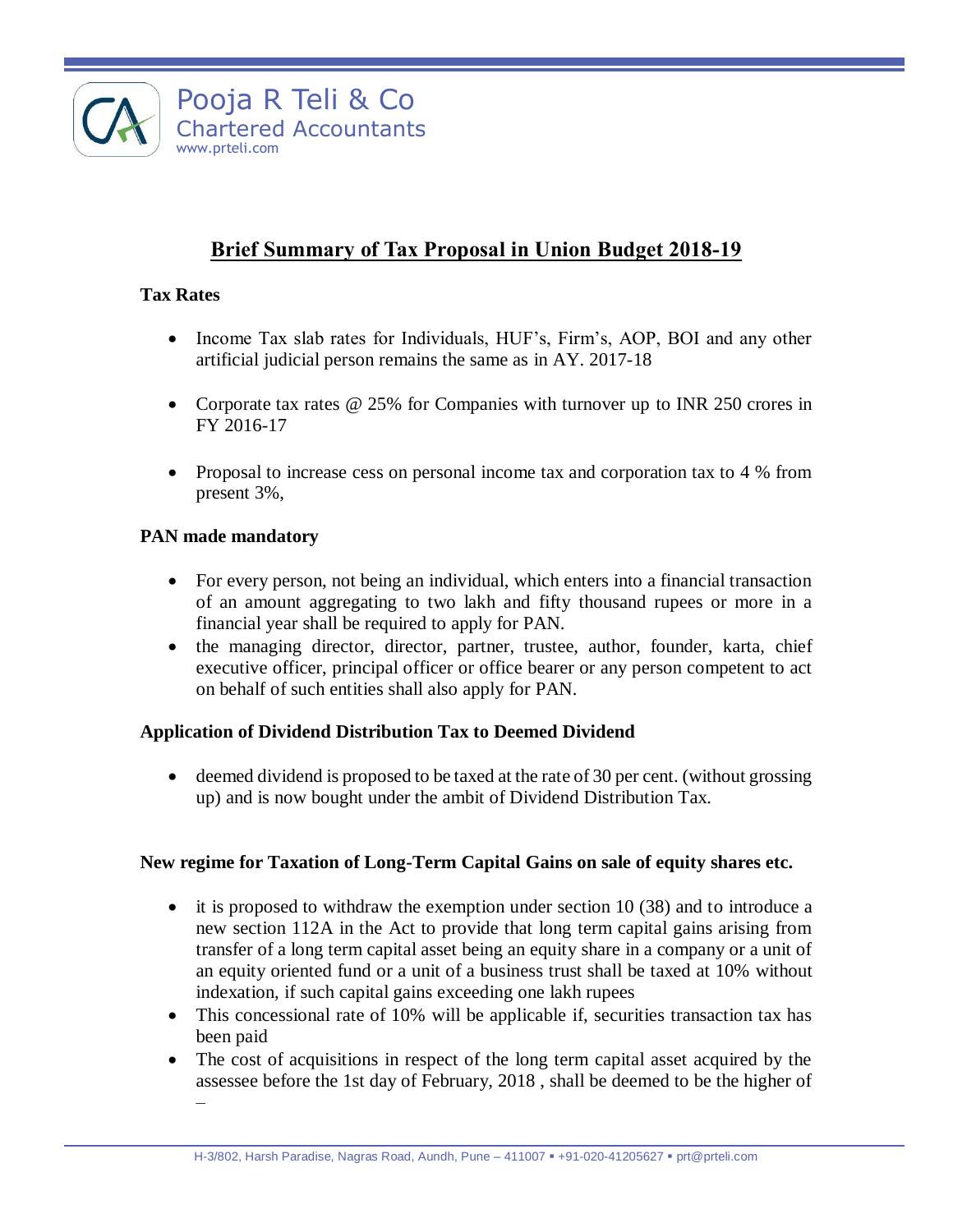# Brief Summary of Tax Proposal in Union Budget 2018-19

**Tax Rates**

- Income Tax slab rates for Individuals, HUF's, Firm's, AOP, BOI and any other artificial judicial person remains the same as in AY. 2017-18
- Corporate tax rates @ 25% for Companies with turnover up to INR 250 crores in FY 2016-17
- Proposal to increase cess on personal income tax and corporation tax to 4 % from present 3%,

**PAN made mandatory**

- For every person, not being an individual, which enters into a financial transaction of an amount aggregating to two lakh and fifty thousand rupees or more in a financial year shall be required to apply for PAN.
- the managing director, director, partner, trustee, author, founder, karta, chief executive officer, principal officer or office bearer or any person competent to act on behalf of such entities shall also apply for PAN.

**Application of Dividend Distribution Tax to Deemed Dividend**

- deemed dividend is proposed to be taxed at the rate of 30 per cent. (without grossing up) and is now bought under the ambit of Dividend Distribution Tax.

**New regime for Taxation of Long-Term Capital Gains on sale of equity shares etc.**

- it is proposed to withdraw the exemption under section 10 (38) and to introduce a new section 112A in the Act to provide that long term capital gains arising from transfer of a long term capital asset being an equity share in a company or a unit of an equity oriented fund or a unit of a business trust shall be taxed at 10% without indexation, if such capital gains exceeding one lakh rupees
- This concessional rate of 10% will be applicable if, securities transaction tax has been paid
- The cost of acquisitions in respect of the long term capital asset acquired by the assessee before the 1st day of February, 2018 , shall be deemed to be the higher of –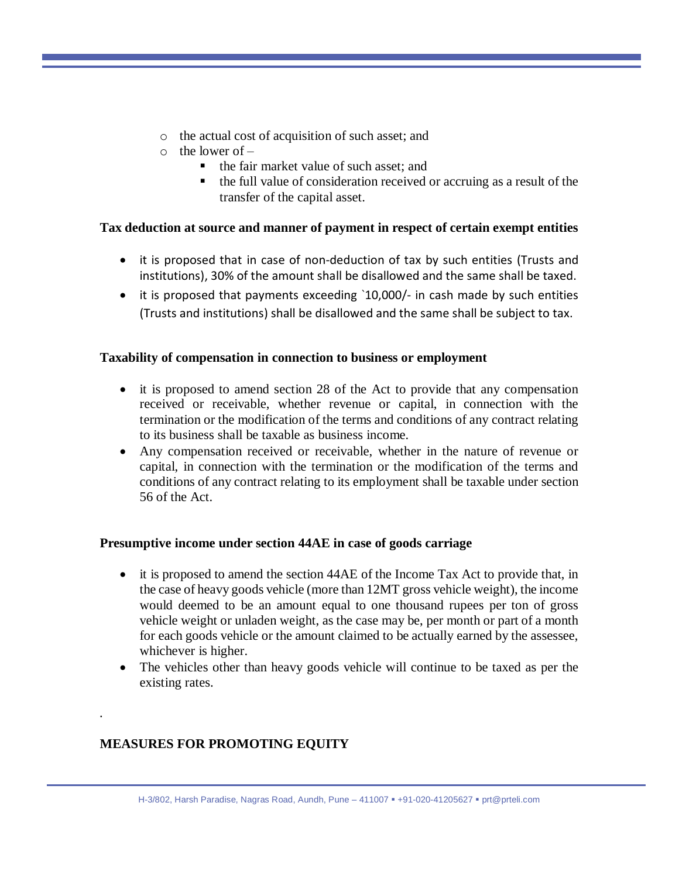- the actual cost of acquisition of such asset; and
- the lower of –
  - the fair market value of such asset; and
  - the full value of consideration received or accruing as a result of the transfer of the capital asset.

**Tax deduction at source and manner of payment in respect of certain exempt entities**

- it is proposed that in case of non-deduction of tax by such entities (Trusts and institutions), 30% of the amount shall be disallowed and the same shall be taxed.
- it is proposed that payments exceeding `10,000/- in cash made by such entities (Trusts and institutions) shall be disallowed and the same shall be subject to tax.

**Taxability of compensation in connection to business or employment**

- it is proposed to amend section 28 of the Act to provide that any compensation received or receivable, whether revenue or capital, in connection with the termination or the modification of the terms and conditions of any contract relating to its business shall be taxable as business income.
- Any compensation received or receivable, whether in the nature of revenue or capital, in connection with the termination or the modification of the terms and conditions of any contract relating to its employment shall be taxable under section 56 of the Act.

**Presumptive income under section 44AE in case of goods carriage**

- it is proposed to amend the section 44AE of the Income Tax Act to provide that, in the case of heavy goods vehicle (more than 12MT gross vehicle weight), the income would deemed to be an amount equal to one thousand rupees per ton of gross vehicle weight or unladen weight, as the case may be, per month or part of a month for each goods vehicle or the amount claimed to be actually earned by the assessee, whichever is higher.
- The vehicles other than heavy goods vehicle will continue to be taxed as per the existing rates.

.

**MEASURES FOR PROMOTING EQUITY**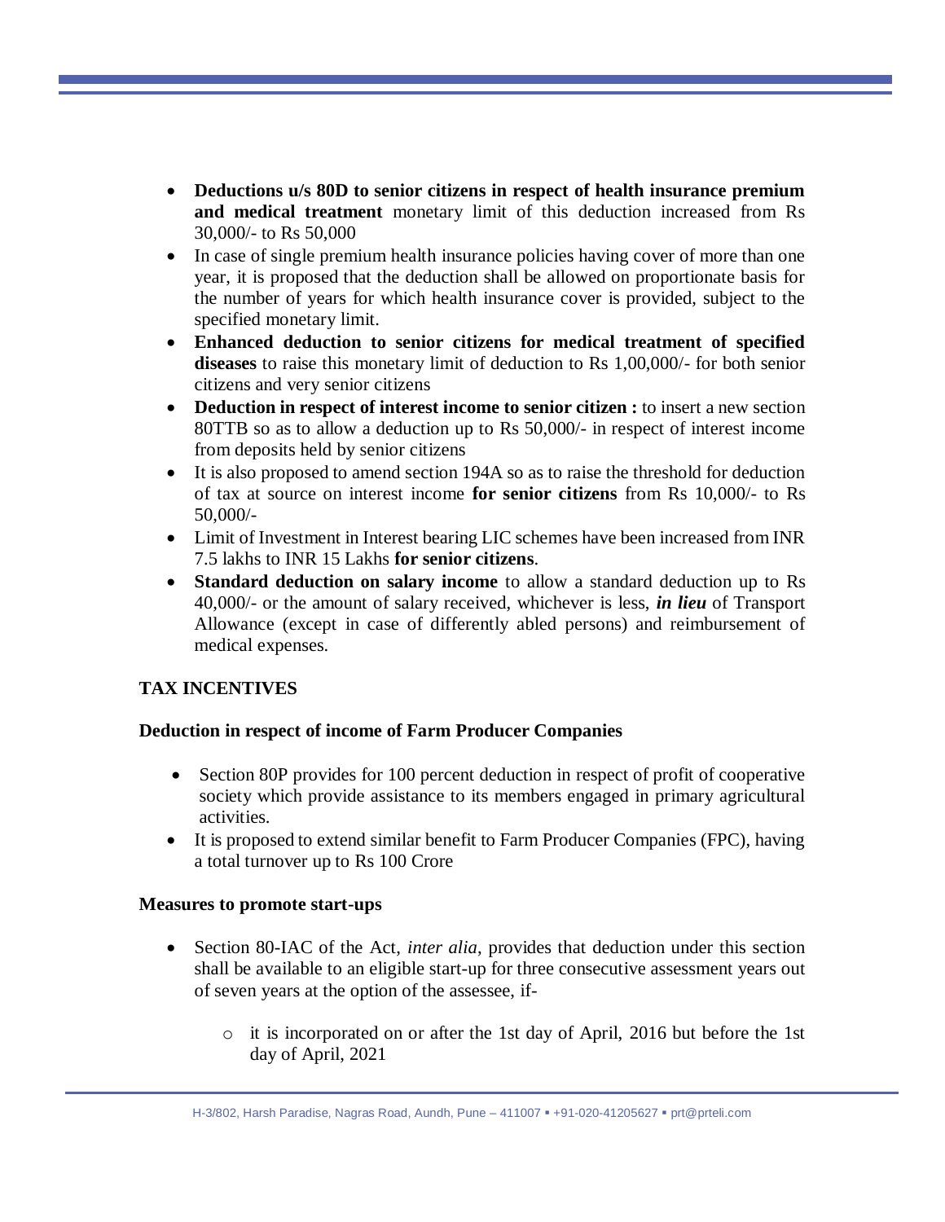- **Deductions u/s 80D to senior citizens in respect of health insurance premium and medical treatment** monetary limit of this deduction increased from Rs 30,000/- to Rs 50,000
- In case of single premium health insurance policies having cover of more than one year, it is proposed that the deduction shall be allowed on proportionate basis for the number of years for which health insurance cover is provided, subject to the specified monetary limit.
- **Enhanced deduction to senior citizens for medical treatment of specified diseases** to raise this monetary limit of deduction to Rs 1,00,000/- for both senior citizens and very senior citizens
- **Deduction in respect of interest income to senior citizen :** to insert a new section 80TTB so as to allow a deduction up to Rs 50,000/- in respect of interest income from deposits held by senior citizens
- It is also proposed to amend section 194A so as to raise the threshold for deduction of tax at source on interest income **for senior citizens** from Rs 10,000/- to Rs 50,000/-
- Limit of Investment in Interest bearing LIC schemes have been increased from INR 7.5 lakhs to INR 15 Lakhs **for senior citizens**.
- **Standard deduction on salary income** to allow a standard deduction up to Rs 40,000/- or the amount of salary received, whichever is less, ***in lieu*** of Transport Allowance (except in case of differently abled persons) and reimbursement of medical expenses.

## TAX INCENTIVES

### Deduction in respect of income of Farm Producer Companies

- Section 80P provides for 100 percent deduction in respect of profit of cooperative society which provide assistance to its members engaged in primary agricultural activities.
- It is proposed to extend similar benefit to Farm Producer Companies (FPC), having a total turnover up to Rs 100 Crore

### Measures to promote start-ups

- Section 80-IAC of the Act, *inter alia*, provides that deduction under this section shall be available to an eligible start-up for three consecutive assessment years out of seven years at the option of the assessee, if-
  - it is incorporated on or after the 1st day of April, 2016 but before the 1st day of April, 2021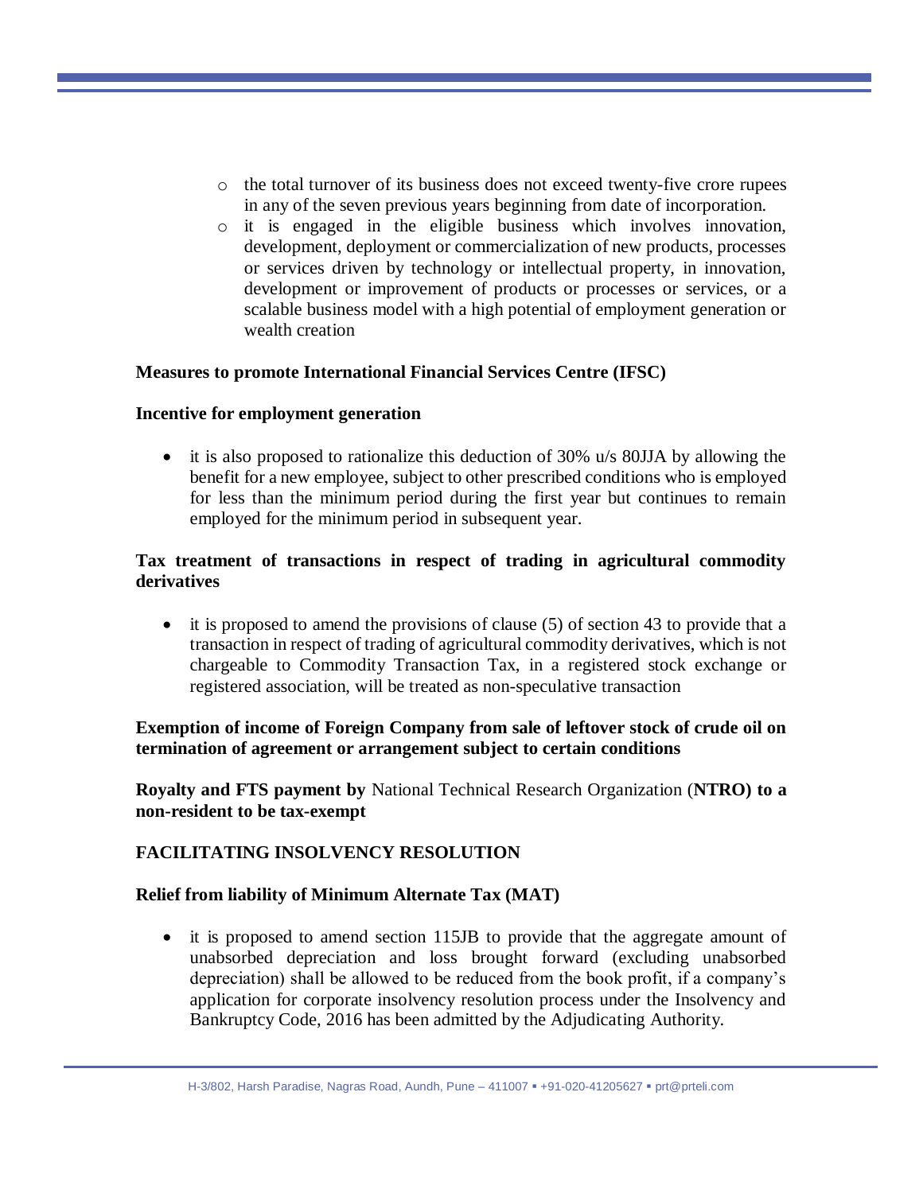- the total turnover of its business does not exceed twenty-five crore rupees in any of the seven previous years beginning from date of incorporation.
- it is engaged in the eligible business which involves innovation, development, deployment or commercialization of new products, processes or services driven by technology or intellectual property, in innovation, development or improvement of products or processes or services, or a scalable business model with a high potential of employment generation or wealth creation

**Measures to promote International Financial Services Centre (IFSC)**

**Incentive for employment generation**

- it is also proposed to rationalize this deduction of 30% u/s 80JJA by allowing the benefit for a new employee, subject to other prescribed conditions who is employed for less than the minimum period during the first year but continues to remain employed for the minimum period in subsequent year.

**Tax treatment of transactions in respect of trading in agricultural commodity derivatives**

- it is proposed to amend the provisions of clause (5) of section 43 to provide that a transaction in respect of trading of agricultural commodity derivatives, which is not chargeable to Commodity Transaction Tax, in a registered stock exchange or registered association, will be treated as non-speculative transaction

**Exemption of income of Foreign Company from sale of leftover stock of crude oil on termination of agreement or arrangement subject to certain conditions**

**Royalty and FTS payment by** National Technical Research Organization (**NTRO) to a non-resident to be tax-exempt**

**FACILITATING INSOLVENCY RESOLUTION**

**Relief from liability of Minimum Alternate Tax (MAT)**

- it is proposed to amend section 115JB to provide that the aggregate amount of unabsorbed depreciation and loss brought forward (excluding unabsorbed depreciation) shall be allowed to be reduced from the book profit, if a company's application for corporate insolvency resolution process under the Insolvency and Bankruptcy Code, 2016 has been admitted by the Adjudicating Authority.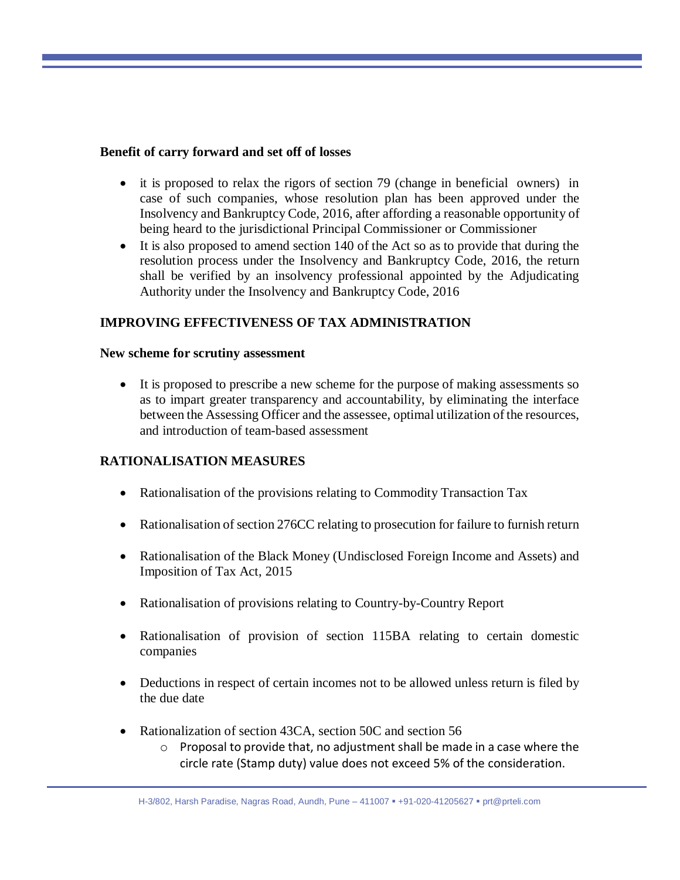**Benefit of carry forward and set off of losses**

- it is proposed to relax the rigors of section 79 (change in beneficial owners) in case of such companies, whose resolution plan has been approved under the Insolvency and Bankruptcy Code, 2016, after affording a reasonable opportunity of being heard to the jurisdictional Principal Commissioner or Commissioner
- It is also proposed to amend section 140 of the Act so as to provide that during the resolution process under the Insolvency and Bankruptcy Code, 2016, the return shall be verified by an insolvency professional appointed by the Adjudicating Authority under the Insolvency and Bankruptcy Code, 2016

## IMPROVING EFFECTIVENESS OF TAX ADMINISTRATION

**New scheme for scrutiny assessment**

- It is proposed to prescribe a new scheme for the purpose of making assessments so as to impart greater transparency and accountability, by eliminating the interface between the Assessing Officer and the assessee, optimal utilization of the resources, and introduction of team-based assessment

## RATIONALISATION MEASURES

- Rationalisation of the provisions relating to Commodity Transaction Tax
- Rationalisation of section 276CC relating to prosecution for failure to furnish return
- Rationalisation of the Black Money (Undisclosed Foreign Income and Assets) and Imposition of Tax Act, 2015
- Rationalisation of provisions relating to Country-by-Country Report
- Rationalisation of provision of section 115BA relating to certain domestic companies
- Deductions in respect of certain incomes not to be allowed unless return is filed by the due date
- Rationalization of section 43CA, section 50C and section 56
  - Proposal to provide that, no adjustment shall be made in a case where the circle rate (Stamp duty) value does not exceed 5% of the consideration.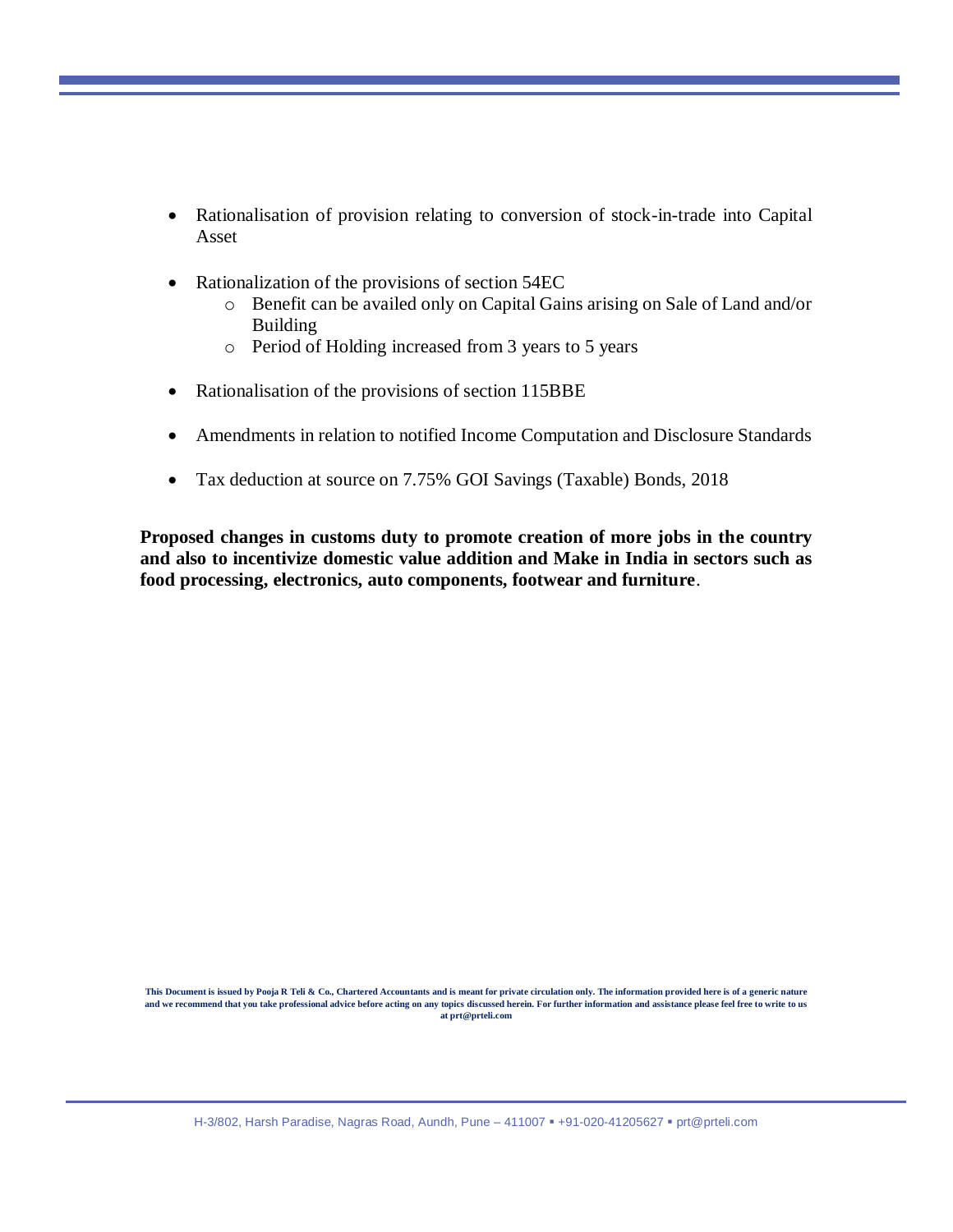- Rationalisation of provision relating to conversion of stock-in-trade into Capital Asset
- Rationalization of the provisions of section 54EC
  - Benefit can be availed only on Capital Gains arising on Sale of Land and/or Building
  - Period of Holding increased from 3 years to 5 years
- Rationalisation of the provisions of section 115BBE
- Amendments in relation to notified Income Computation and Disclosure Standards
- Tax deduction at source on 7.75% GOI Savings (Taxable) Bonds, 2018

**Proposed changes in customs duty to promote creation of more jobs in the country and also to incentivize domestic value addition and Make in India in sectors such as food processing, electronics, auto components, footwear and furniture**.

**This Document is issued by Pooja R Teli & Co., Chartered Accountants and is meant for private circulation only. The information provided here is of a generic nature and we recommend that you take professional advice before acting on any topics discussed herein. For further information and assistance please feel free to write to us at prt@prteli.com**